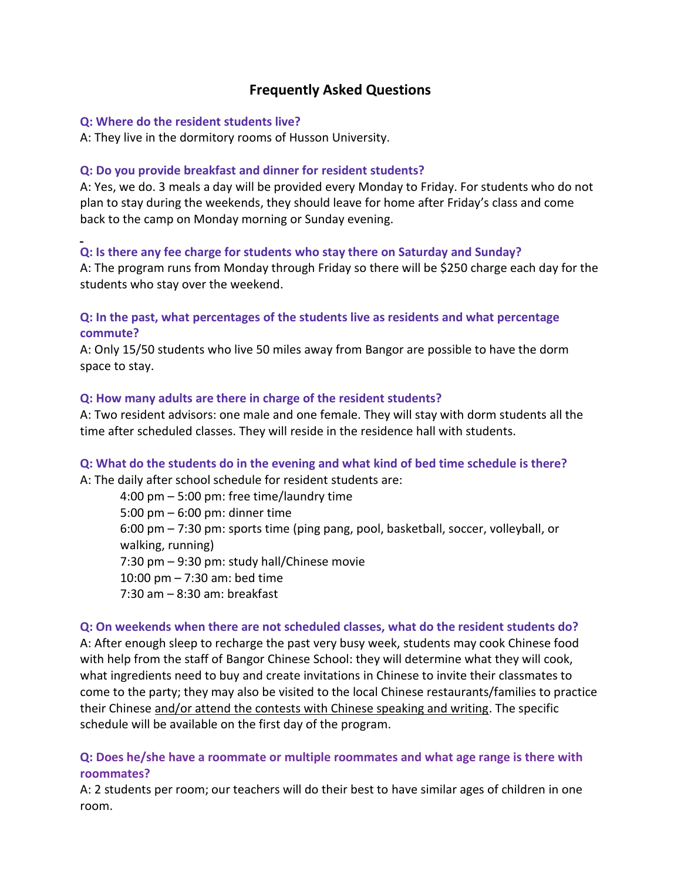# Frequently Asked Questions

**Q: Where do the resident students live?**

A: They live in the dormitory rooms of Husson University.

**Q: Do you provide breakfast and dinner for resident students?**

A: Yes, we do. 3 meals a day will be provided every Monday to Friday. For students who do not plan to stay during the weekends, they should leave for home after Friday's class and come back to the camp on Monday morning or Sunday evening.

**Q: Is there any fee charge for students who stay there on Saturday and Sunday?**

A: The program runs from Monday through Friday so there will be $250 charge each day for the students who stay over the weekend.

**Q: In the past, what percentages of the students live as residents and what percentage commute?**

A: Only 15/50 students who live 50 miles away from Bangor are possible to have the dorm space to stay.

**Q: How many adults are there in charge of the resident students?**

A: Two resident advisors: one male and one female. They will stay with dorm students all the time after scheduled classes. They will reside in the residence hall with students.

**Q: What do the students do in the evening and what kind of bed time schedule is there?**

A: The daily after school schedule for resident students are:

- 4:00 pm – 5:00 pm: free time/laundry time
- 5:00 pm – 6:00 pm: dinner time
- 6:00 pm – 7:30 pm: sports time (ping pang, pool, basketball, soccer, volleyball, or walking, running)
- 7:30 pm – 9:30 pm: study hall/Chinese movie
- 10:00 pm – 7:30 am: bed time
- 7:30 am – 8:30 am: breakfast

**Q: On weekends when there are not scheduled classes, what do the resident students do?**

A: After enough sleep to recharge the past very busy week, students may cook Chinese food with help from the staff of Bangor Chinese School: they will determine what they will cook, what ingredients need to buy and create invitations in Chinese to invite their classmates to come to the party; they may also be visited to the local Chinese restaurants/families to practice their Chinese <u>and/or attend the contests with Chinese speaking and writing</u>. The specific schedule will be available on the first day of the program.

**Q: Does he/she have a roommate or multiple roommates and what age range is there with roommates?**

A: 2 students per room; our teachers will do their best to have similar ages of children in one room.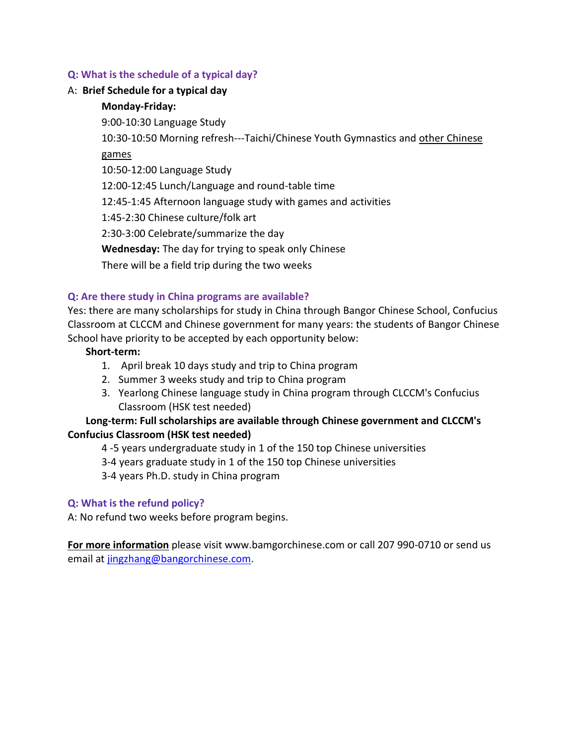**Q: What is the schedule of a typical day?**

A: **Brief Schedule for a typical day**

**Monday-Friday:**

9:00-10:30 Language Study

10:30-10:50 Morning refresh---Taichi/Chinese Youth Gymnastics and other Chinese games

10:50-12:00 Language Study

12:00-12:45 Lunch/Language and round-table time

12:45-1:45 Afternoon language study with games and activities

1:45-2:30 Chinese culture/folk art

2:30-3:00 Celebrate/summarize the day

**Wednesday:** The day for trying to speak only Chinese

There will be a field trip during the two weeks

**Q: Are there study in China programs are available?**

Yes: there are many scholarships for study in China through Bangor Chinese School, Confucius Classroom at CLCCM and Chinese government for many years: the students of Bangor Chinese School have priority to be accepted by each opportunity below:

**Short-term:**

1. April break 10 days study and trip to China program
2. Summer 3 weeks study and trip to China program
3. Yearlong Chinese language study in China program through CLCCM's Confucius Classroom (HSK test needed)

**Long-term: Full scholarships are available through Chinese government and CLCCM's Confucius Classroom (HSK test needed)**

4 -5 years undergraduate study in 1 of the 150 top Chinese universities

3-4 years graduate study in 1 of the 150 top Chinese universities

3-4 years Ph.D. study in China program

**Q: What is the refund policy?**

A: No refund two weeks before program begins.

**For more information** please visit www.bamgorchinese.com or call 207 990-0710 or send us email at jingzhang@bangorchinese.com.